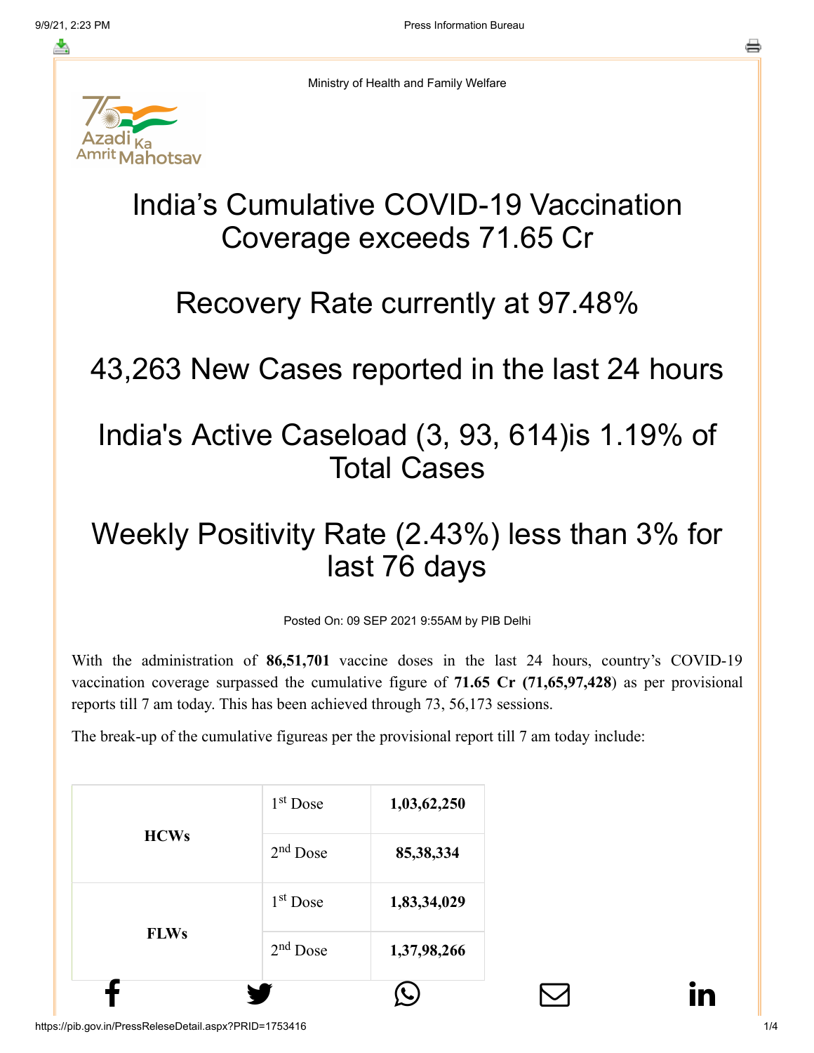Ministry of Health and Family Welfare

# India's Cumulative COVID-19 Vaccination Coverage exceeds 71.65 Cr

# Recovery Rate currently at 97.48%

# 43,263 New Cases reported in the last 24 hours

# India's Active Caseload (3, 93, 614)is 1.19% of Total Cases

# Weekly Positivity Rate (2.43%) less than 3% for last 76 days

Posted On: 09 SEP 2021 9:55AM by PIB Delhi

With the administration of **86,51,701** vaccine doses in the last 24 hours, country's COVID-19 vaccination coverage surpassed the cumulative figure of **71.65 Cr (71,65,97,428**) as per provisional reports till 7 am today. This has been achieved through 73, 56,173 sessions.

The break-up of the cumulative figureas per the provisional report till 7 am today include:

| | | |
|---|---|---|
| **HCWs** | 1st Dose | **1,03,62,250** |
| | 2nd Dose | **85,38,334** |
| **FLWs** | 1st Dose | **1,83,34,029** |
| | 2nd Dose | **1,37,98,266** |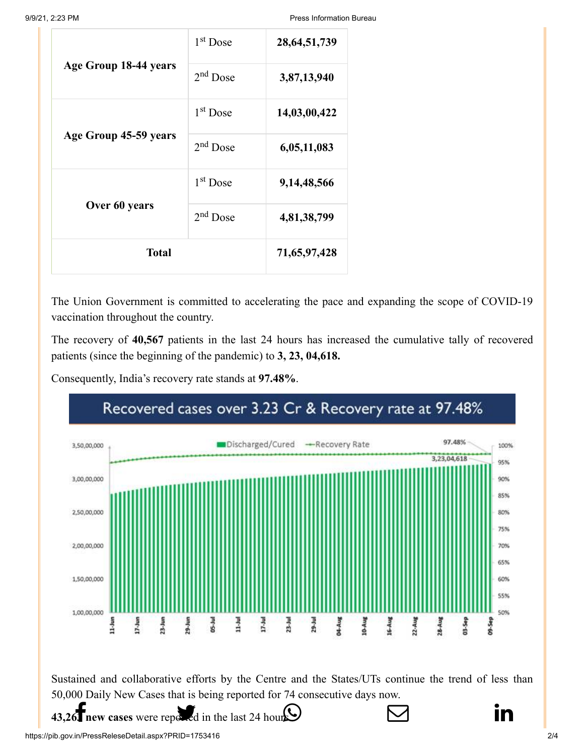| | | |
|---|---|---|
| **Age Group 18-44 years** | 1st Dose | **28,64,51,739** |
| | 2nd Dose | **3,87,13,940** |
| **Age Group 45-59 years** | 1st Dose | **14,03,00,422** |
| | 2nd Dose | **6,05,11,083** |
| **Over 60 years** | 1st Dose | **9,14,48,566** |
| | 2nd Dose | **4,81,38,799** |
| **Total** | | **71,65,97,428** |

The Union Government is committed to accelerating the pace and expanding the scope of COVID-19 vaccination throughout the country.

The recovery of **40,567** patients in the last 24 hours has increased the cumulative tally of recovered patients (since the beginning of the pandemic) to **3, 23, 04,618.**

Consequently, India's recovery rate stands at **97.48%**.

Recovered cases over 3.23 Cr & Recovery rate at 97.48%

Sustained and collaborative efforts by the Centre and the States/UTs continue the trend of less than 50,000 Daily New Cases that is being reported for 74 consecutive days now.

**43,263 new cases** were reported in the last 24 hours.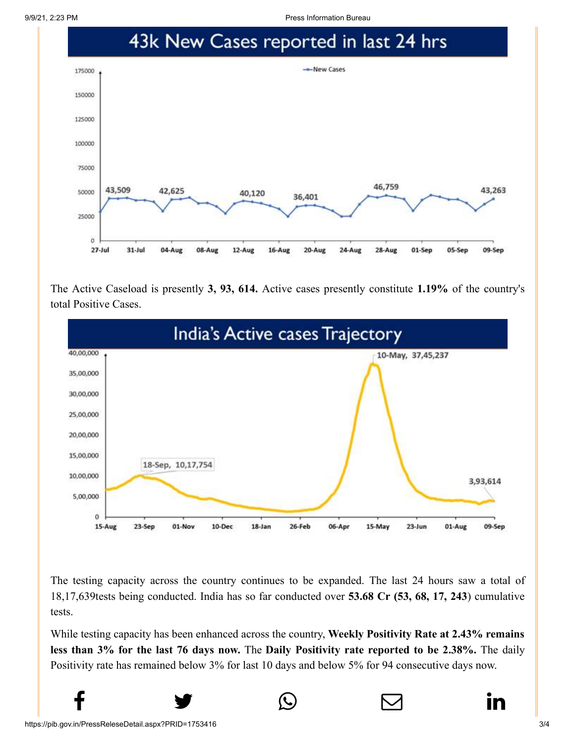## 43k New Cases reported in last 24 hrs

The Active Caseload is presently **3, 93, 614.** Active cases presently constitute **1.19%** of the country's total Positive Cases.

## India's Active cases Trajectory

The testing capacity across the country continues to be expanded. The last 24 hours saw a total of 18,17,639tests being conducted. India has so far conducted over **53.68 Cr (53, 68, 17, 243)** cumulative tests.

While testing capacity has been enhanced across the country, **Weekly Positivity Rate at 2.43% remains less than 3% for the last 76 days now.** The **Daily Positivity rate reported to be 2.38%.** The daily Positivity rate has remained below 3% for last 10 days and below 5% for 94 consecutive days now.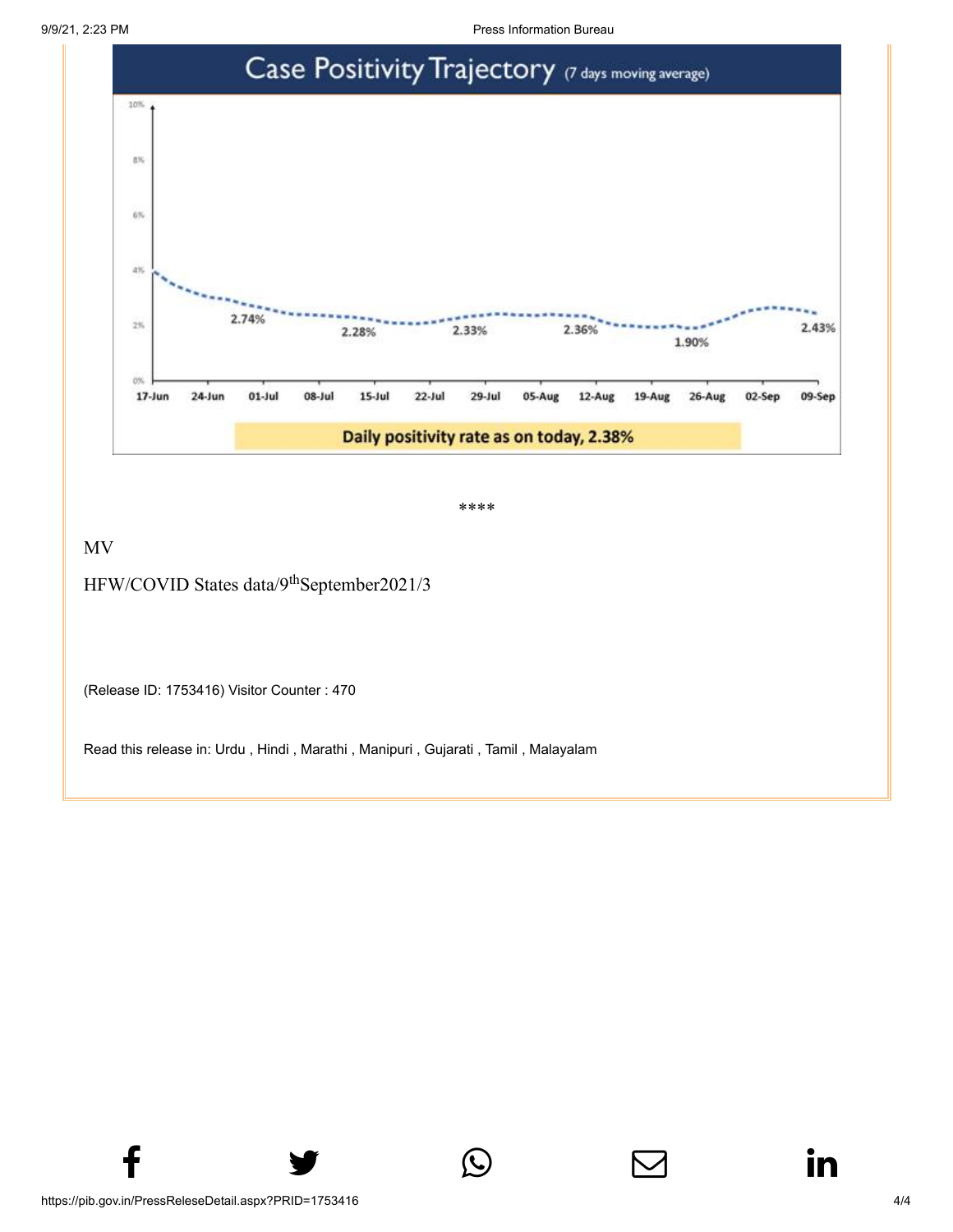Case Positivity Trajectory (7 days moving average)

10%
8%
6%
4%
2%
0%

2.74%
2.28%
2.33%
2.36%
1.90%
2.43%

17-Jun 24-Jun 01-Jul 08-Jul 15-Jul 22-Jul 29-Jul 05-Aug 12-Aug 19-Aug 26-Aug 02-Sep 09-Sep

Daily positivity rate as on today, 2.38%

\*\*\*\*

MV

HFW/COVID States data/9th September2021/3

(Release ID: 1753416) Visitor Counter : 470

Read this release in: Urdu , Hindi , Marathi , Manipuri , Gujarati , Tamil , Malayalam